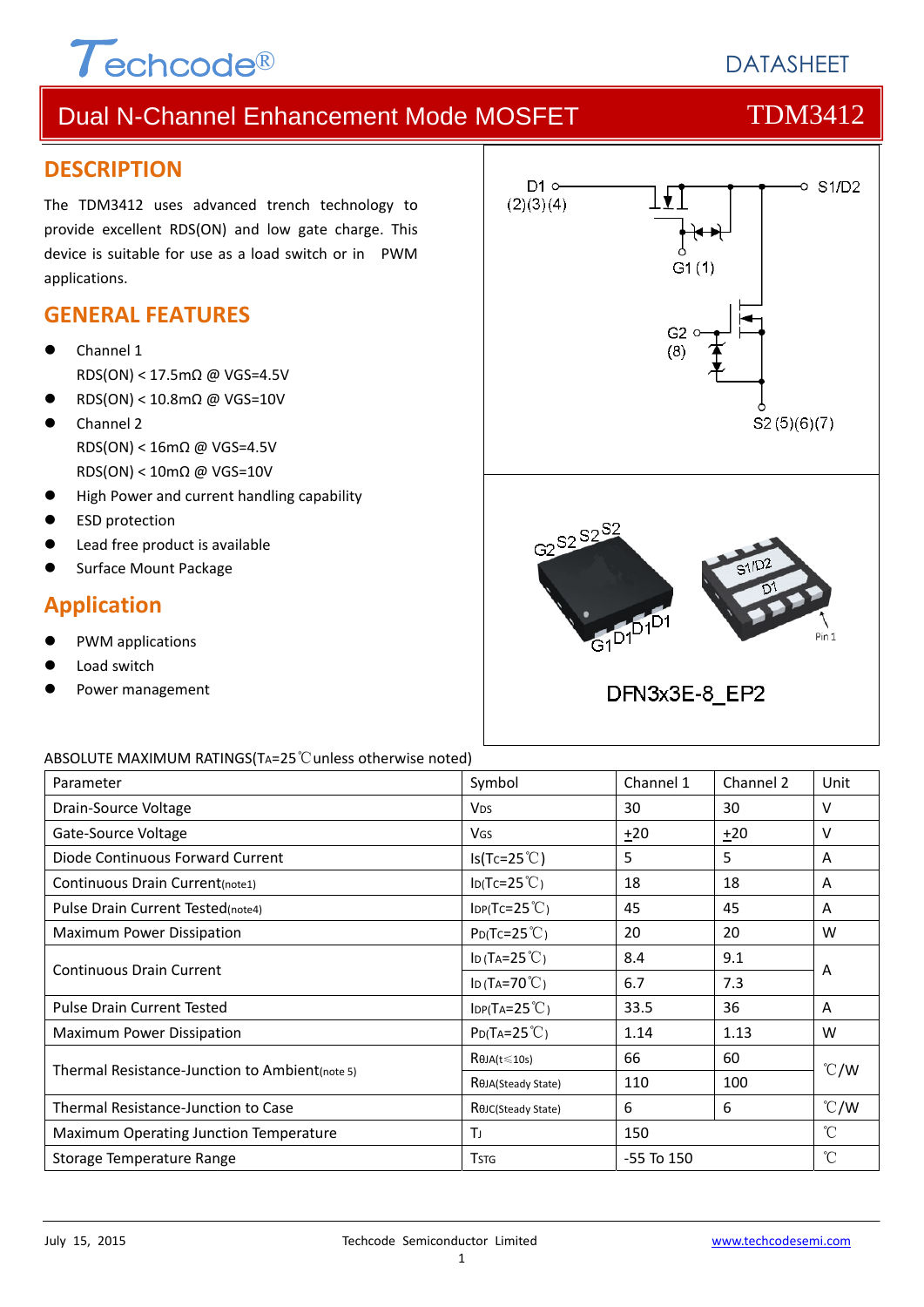Techcode®

DATASHEET

# Dual N-Channel Enhancement Mode MOSFET TDM3412

## DESCRIPTION

The TDM3412 uses advanced trench technology to provide excellent RDS(ON) and low gate charge. This device is suitable for use as a load switch or in PWM applications.

## GENERAL FEATURES

- Channel 1
  RDS(ON) < 17.5mΩ @ VGS=4.5V
- RDS(ON) < 10.8mΩ @ VGS=10V
- Channel 2
  RDS(ON) < 16mΩ @ VGS=4.5V
  RDS(ON) < 10mΩ @ VGS=10V
- High Power and current handling capability
- ESD protection
- Lead free product is available
- Surface Mount Package

## Application

- PWM applications
- Load switch
- Power management

D1 (2)(3)(4) S1/D2 G1 (1) G2 (8) S2 (5)(6)(7)

G2 S2 S2 S2 G1 D1 D1 D1 S1/D2 D1 Pin 1

DFN3x3E-8_EP2

ABSOLUTE MAXIMUM RATINGS($T_A$=25℃unless otherwise noted)

| Parameter | Symbol | Channel 1 | Channel 2 | Unit |
|---|---|---|---|---|
| Drain-Source Voltage | $V_{DS}$ | 30 | 30 | V |
| Gate-Source Voltage | $V_{GS}$ | ±20 | ±20 | V |
| Diode Continuous Forward Current | $I_S$($T_C$=25℃) | 5 | 5 | A |
| Continuous Drain Current(note1) | $I_D$($T_C$=25℃) | 18 | 18 | A |
| Pulse Drain Current Tested(note4) | $I_{DP}$($T_C$=25℃) | 45 | 45 | A |
| Maximum Power Dissipation | $P_D$($T_C$=25℃) | 20 | 20 | W |
| Continuous Drain Current | $I_D$ ($T_A$=25℃) | 8.4 | 9.1 | A |
| | $I_D$ ($T_A$=70℃) | 6.7 | 7.3 | |
| Pulse Drain Current Tested | $I_{DP}$($T_A$=25℃) | 33.5 | 36 | A |
| Maximum Power Dissipation | $P_D$($T_A$=25℃) | 1.14 | 1.13 | W |
| Thermal Resistance-Junction to Ambient(note 5) | $R_{θJA}$(t≤10s) | 66 | 60 | ℃/W |
| | $R_{θJA}$(Steady State) | 110 | 100 | |
| Thermal Resistance-Junction to Case | $R_{θJC}$(Steady State) | 6 | 6 | ℃/W |
| Maximum Operating Junction Temperature | $T_J$ | 150 | | ℃ |
| Storage Temperature Range | $T_{STG}$ | -55 To 150 | | ℃ |

July 15, 2015 Techcode Semiconductor Limited www.techcodesemi.com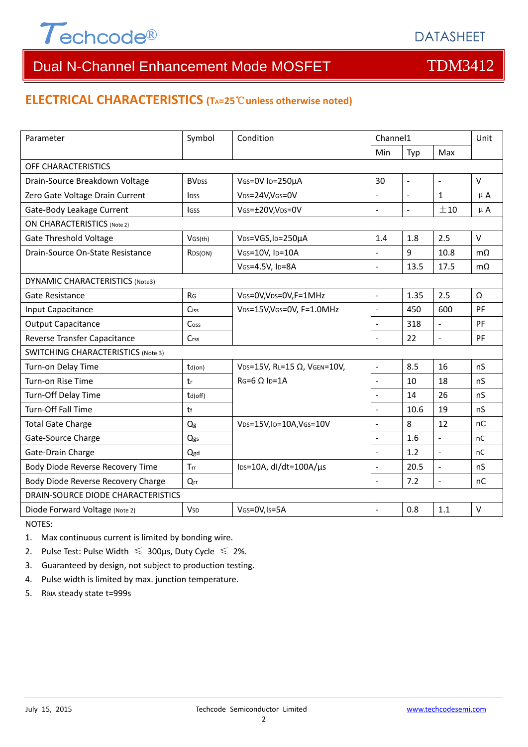Techcode®

DATASHEET

# Dual N-Channel Enhancement Mode MOSFET TDM3412

## ELECTRICAL CHARACTERISTICS ($T_A$=25℃unless otherwise noted)

| Parameter | Symbol | Condition | Channel1 | | | Unit |
|---|---|---|---|---|---|---|
| | | | Min | Typ | Max | |
| OFF CHARACTERISTICS | | | | | | |
| Drain-Source Breakdown Voltage | $BV_{DSS}$ | $V_{GS}$=0V $I_D$=250μA | 30 | - | - | V |
| Zero Gate Voltage Drain Current | $I_{DSS}$ | $V_{DS}$=24V,$V_{GS}$=0V | - | - | 1 | μA |
| Gate-Body Leakage Current | $I_{GSS}$ | $V_{GS}$=±20V,$V_{DS}$=0V | - | - | ±10 | μA |
| ON CHARACTERISTICS (Note 2) | | | | | | |
| Gate Threshold Voltage | $V_{GS(th)}$ | $V_{DS}$=VGS,$I_D$=250μA | 1.4 | 1.8 | 2.5 | V |
| Drain-Source On-State Resistance | $R_{DS(ON)}$ | $V_{GS}$=10V, $I_D$=10A | - | 9 | 10.8 | mΩ |
| | | $V_{GS}$=4.5V, $I_D$=8A | - | 13.5 | 17.5 | mΩ |
| DYNAMIC CHARACTERISTICS (Note3) | | | | | | |
| Gate Resistance | $R_G$ | $V_{GS}$=0V,$V_{DS}$=0V,F=1MHz | - | 1.35 | 2.5 | Ω |
| Input Capacitance | $C_{iss}$ | $V_{DS}$=15V,$V_{GS}$=0V, F=1.0MHz | - | 450 | 600 | PF |
| Output Capacitance | $C_{oss}$ | | - | 318 | - | PF |
| Reverse Transfer Capacitance | $C_{rss}$ | | - | 22 | - | PF |
| SWITCHING CHARACTERISTICS (Note 3) | | | | | | |
| Turn-on Delay Time | $t_{d(on)}$ | $V_{DS}$=15V, $R_L$=15 Ω, $V_{GEN}$=10V, $R_G$=6 Ω $I_D$=1A | - | 8.5 | 16 | nS |
| Turn-on Rise Time | $t_r$ | | - | 10 | 18 | nS |
| Turn-Off Delay Time | $t_{d(off)}$ | | - | 14 | 26 | nS |
| Turn-Off Fall Time | $t_f$ | | - | 10.6 | 19 | nS |
| Total Gate Charge | $Q_g$ | $V_{DS}$=15V,$I_D$=10A,$V_{GS}$=10V | - | 8 | 12 | nC |
| Gate-Source Charge | $Q_{gs}$ | | - | 1.6 | - | nC |
| Gate-Drain Charge | $Q_{gd}$ | | - | 1.2 | - | nC |
| Body Diode Reverse Recovery Time | $T_{rr}$ | $I_{DS}$=10A, dI/dt=100A/μs | - | 20.5 | - | nS |
| Body Diode Reverse Recovery Charge | $Q_{rr}$ | | - | 7.2 | - | nC |
| DRAIN-SOURCE DIODE CHARACTERISTICS | | | | | | |
| Diode Forward Voltage (Note 2) | $V_{SD}$ | $V_{GS}$=0V,$I_S$=5A | - | 0.8 | 1.1 | V |

NOTES:

1. Max continuous current is limited by bonding wire.
2. Pulse Test: Pulse Width ≤ 300μs, Duty Cycle ≤ 2%.
3. Guaranteed by design, not subject to production testing.
4. Pulse width is limited by max. junction temperature.
5. $R_{θJA}$ steady state t=999s

July 15, 2015 Techcode Semiconductor Limited www.techcodesemi.com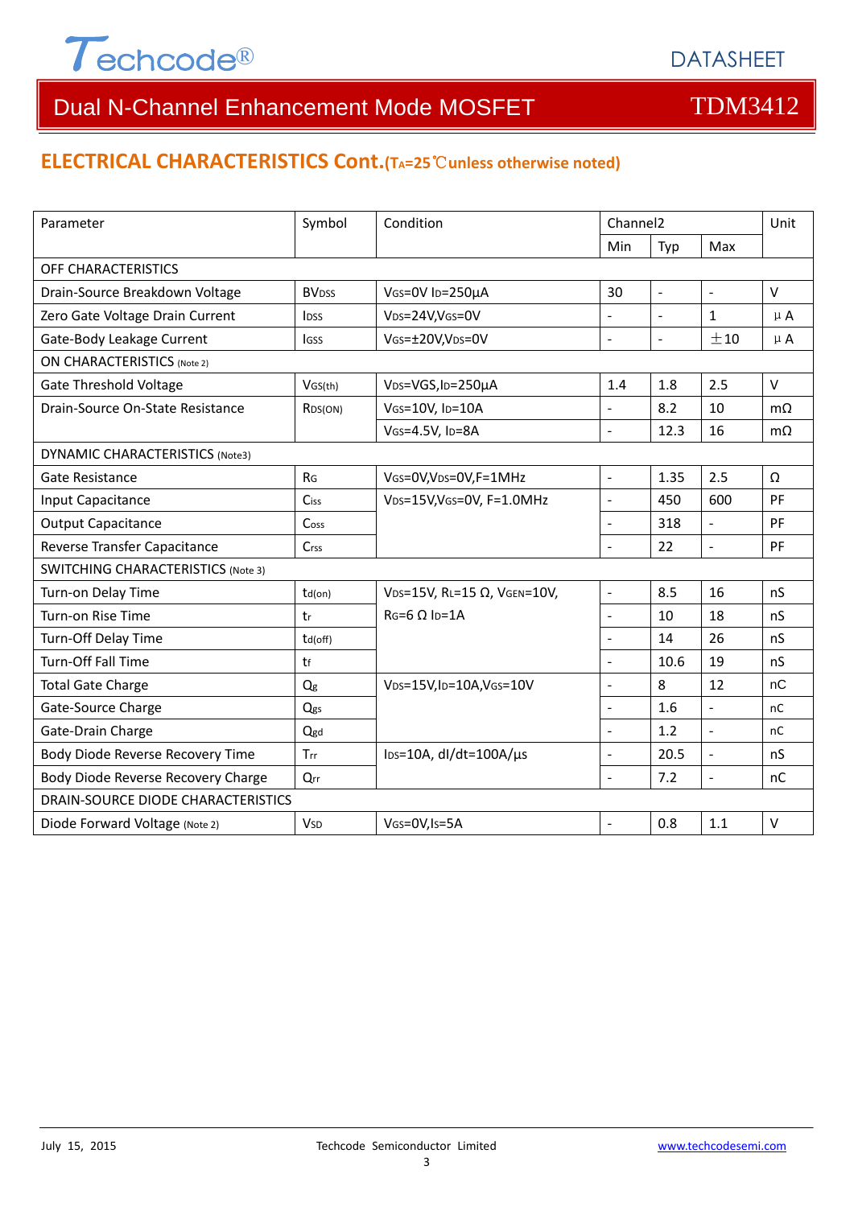# Dual N-Channel Enhancement Mode MOSFET TDM3412

## ELECTRICAL CHARACTERISTICS Cont.($T_A$=25℃unless otherwise noted)

| Parameter | Symbol | Condition | Channel2 | | | Unit |
|---|---|---|---|---|---|---|
| | | | Min | Typ | Max | |
| OFF CHARACTERISTICS | | | | | | |
| Drain-Source Breakdown Voltage | $BV_{DSS}$ | $V_{GS}$=0V $I_D$=250μA | 30 | - | - | V |
| Zero Gate Voltage Drain Current | $I_{DSS}$ | $V_{DS}$=24V,$V_{GS}$=0V | - | - | 1 | μA |
| Gate-Body Leakage Current | $I_{GSS}$ | $V_{GS}$=±20V,$V_{DS}$=0V | - | - | ±10 | μA |
| ON CHARACTERISTICS (Note 2) | | | | | | |
| Gate Threshold Voltage | $V_{GS(th)}$ | $V_{DS}$=VGS,$I_D$=250μA | 1.4 | 1.8 | 2.5 | V |
| Drain-Source On-State Resistance | $R_{DS(ON)}$ | $V_{GS}$=10V, $I_D$=10A | - | 8.2 | 10 | mΩ |
| | | $V_{GS}$=4.5V, $I_D$=8A | - | 12.3 | 16 | mΩ |
| DYNAMIC CHARACTERISTICS (Note3) | | | | | | |
| Gate Resistance | $R_G$ | $V_{GS}$=0V,$V_{DS}$=0V,F=1MHz | - | 1.35 | 2.5 | Ω |
| Input Capacitance | $C_{iss}$ | $V_{DS}$=15V,$V_{GS}$=0V, F=1.0MHz | - | 450 | 600 | PF |
| Output Capacitance | $C_{oss}$ | | - | 318 | - | PF |
| Reverse Transfer Capacitance | $C_{rss}$ | | - | 22 | - | PF |
| SWITCHING CHARACTERISTICS (Note 3) | | | | | | |
| Turn-on Delay Time | $t_{d(on)}$ | $V_{DS}$=15V, $R_L$=15 Ω, $V_{GEN}$=10V, $R_G$=6 Ω $I_D$=1A | - | 8.5 | 16 | nS |
| Turn-on Rise Time | $t_r$ | | - | 10 | 18 | nS |
| Turn-Off Delay Time | $t_{d(off)}$ | | - | 14 | 26 | nS |
| Turn-Off Fall Time | $t_f$ | | - | 10.6 | 19 | nS |
| Total Gate Charge | $Q_g$ | $V_{DS}$=15V,$I_D$=10A,$V_{GS}$=10V | - | 8 | 12 | nC |
| Gate-Source Charge | $Q_{gs}$ | | - | 1.6 | - | nC |
| Gate-Drain Charge | $Q_{gd}$ | | - | 1.2 | - | nC |
| Body Diode Reverse Recovery Time | $T_{rr}$ | $I_{DS}$=10A, dI/dt=100A/µs | - | 20.5 | - | nS |
| Body Diode Reverse Recovery Charge | $Q_{rr}$ | | - | 7.2 | - | nC |
| DRAIN-SOURCE DIODE CHARACTERISTICS | | | | | | |
| Diode Forward Voltage (Note 2) | $V_{SD}$ | $V_{GS}$=0V,$I_S$=5A | - | 0.8 | 1.1 | V |

July 15, 2015 — Techcode Semiconductor Limited — www.techcodesemi.com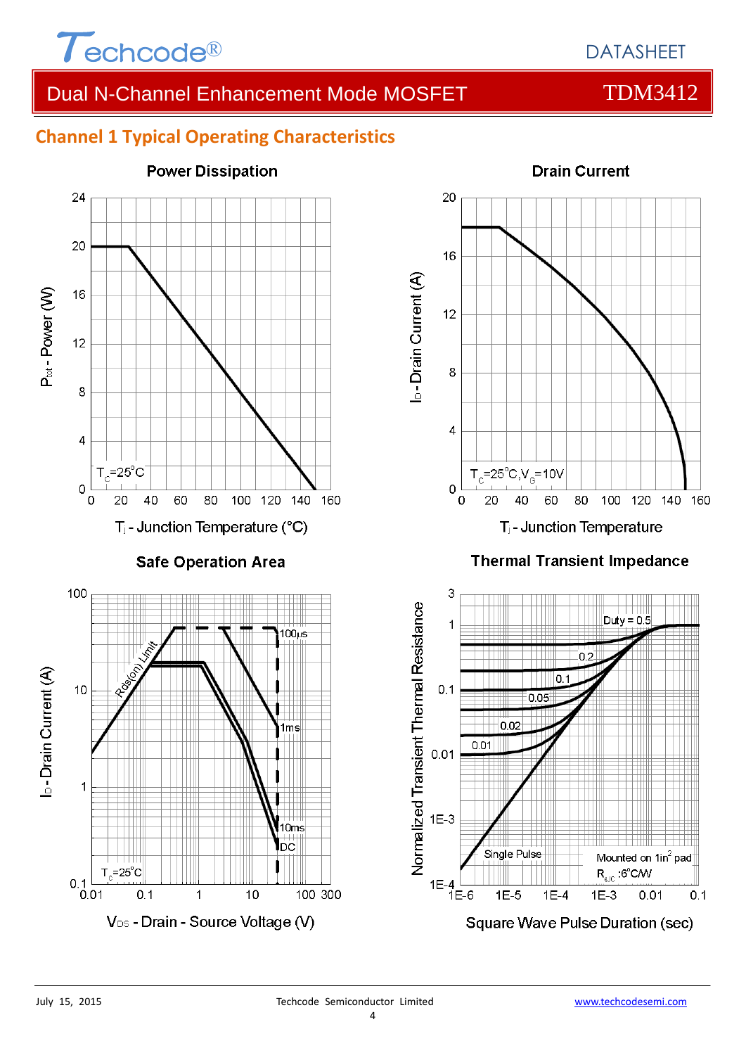## Channel 1 Typical Operating Characteristics

**Power Dissipation**

$P_{tot}$ - Power (W)

$T_C$=25°C

$T_j$ - Junction Temperature (°C)

**Drain Current**

$I_D$ - Drain Current (A)

$T_C$=25°C, $V_G$=10V

$T_j$ - Junction Temperature

**Safe Operation Area**

$I_D$ - Drain Current (A)

Rds(on) Limit

100µs

1ms

10ms

DC

$T_C$=25°C

$V_{DS}$ - Drain - Source Voltage (V)

**Thermal Transient Impedance**

Normalized Transient Thermal Resistance

Duty = 0.5

0.2

0.1

0.05

0.02

0.01

Single Pulse

Mounted on 1in$^2$ pad

$R_{\theta JC}$ :6°C/W

Square Wave Pulse Duration (sec)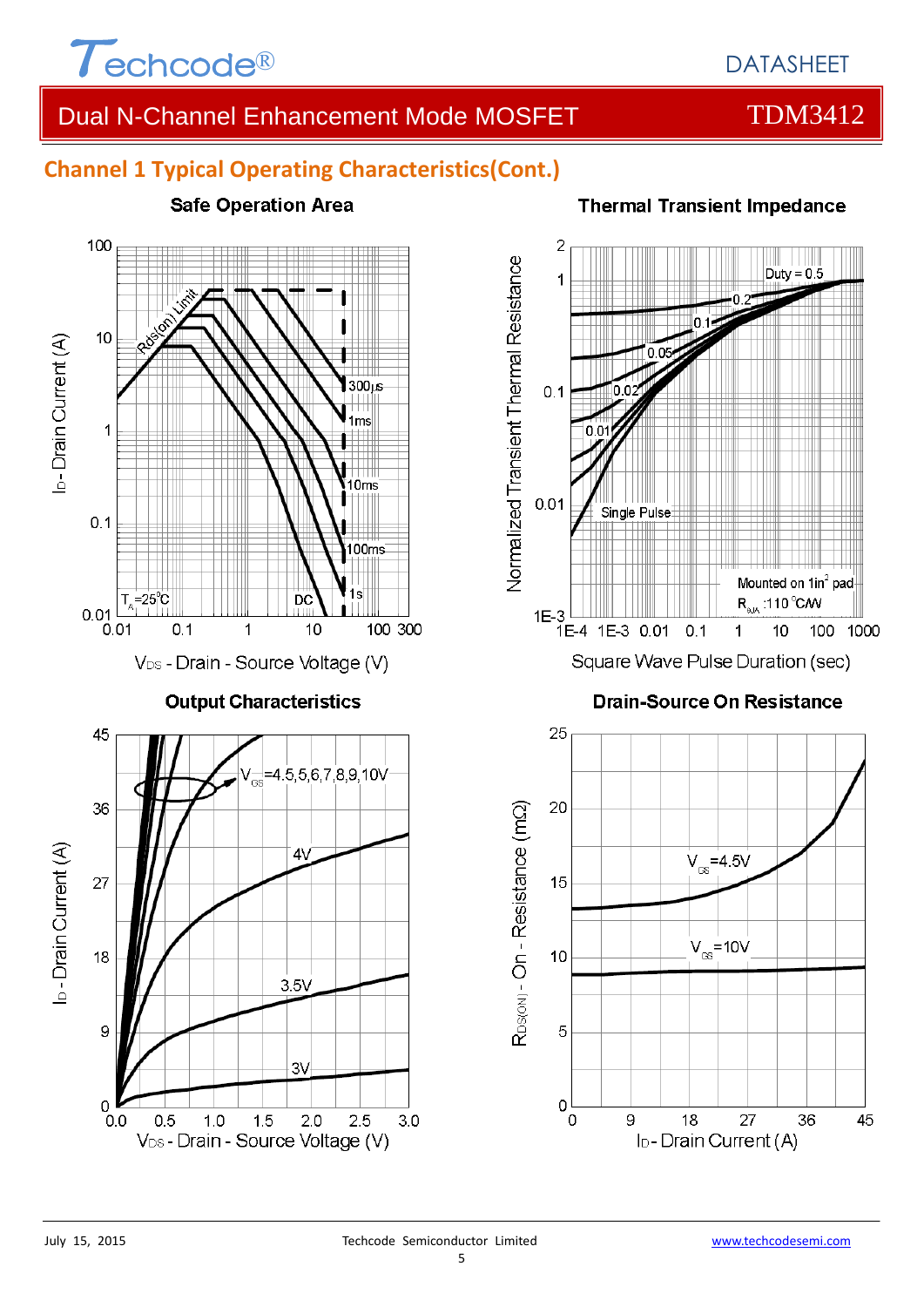## Channel 1 Typical Operating Characteristics(Cont.)

**Safe Operation Area**

Rds(on) Limit

300μs

1ms

10ms

100ms

1s

DC

$T_A$=25°C

$I_D$ - Drain Current (A)

$V_{DS}$ - Drain - Source Voltage (V)

**Thermal Transient Impedance**

Duty = 0.5

0.2

0.1

0.05

0.02

0.01

Single Pulse

Mounted on 1in$^2$ pad

$R_{\theta JA}$ :110 °C/W

Normalized Transient Thermal Resistance

Square Wave Pulse Duration (sec)

**Output Characteristics**

$V_{GS}$=4.5,5,6,7,8,9,10V

4V

3.5V

3V

$I_D$ - Drain Current (A)

$V_{DS}$ - Drain - Source Voltage (V)

**Drain-Source On Resistance**

$V_{GS}$=4.5V

$V_{GS}$=10V

$R_{DS(ON)}$ - On - Resistance (mΩ)

$I_D$ - Drain Current (A)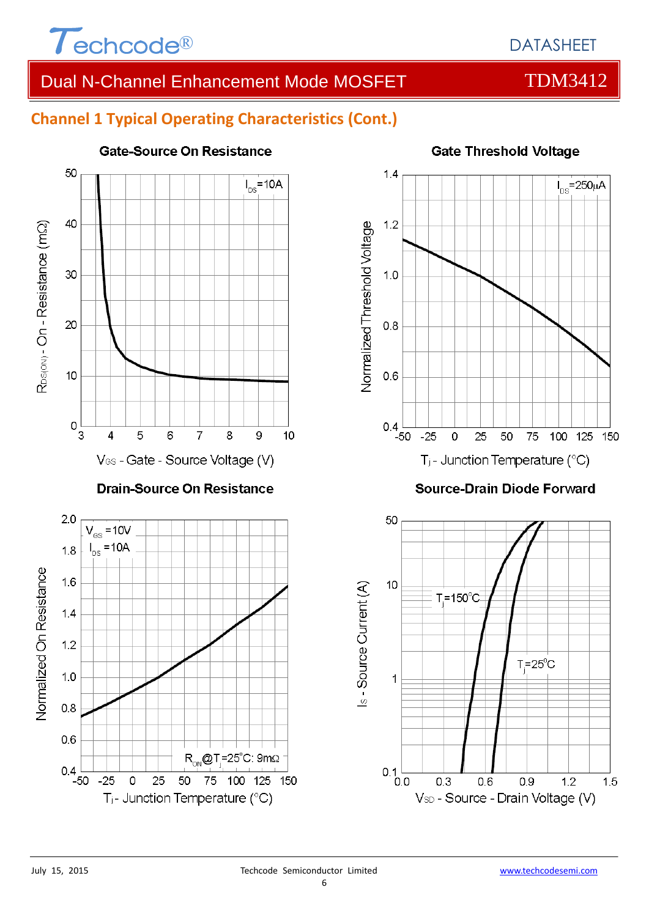## Channel 1 Typical Operating Characteristics (Cont.)

**Gate-Source On Resistance**

$I_{DS}$=10A

$R_{DS(ON)}$ - On - Resistance (mΩ)

$V_{GS}$ - Gate - Source Voltage (V)

**Gate Threshold Voltage**

$I_{DS}$=250μA

Normalized Threshold Voltage

$T_j$ - Junction Temperature (°C)

**Drain-Source On Resistance**

$V_{GS}$ =10V

$I_{DS}$ =10A

Normalized On Resistance

$R_{ON}$@$T_j$=25°C: 9mΩ

$T_j$ - Junction Temperature (°C)

**Source-Drain Diode Forward**

$T_j$=150°C

$T_j$=25°C

$I_S$ - Source Current (A)

$V_{SD}$ - Source - Drain Voltage (V)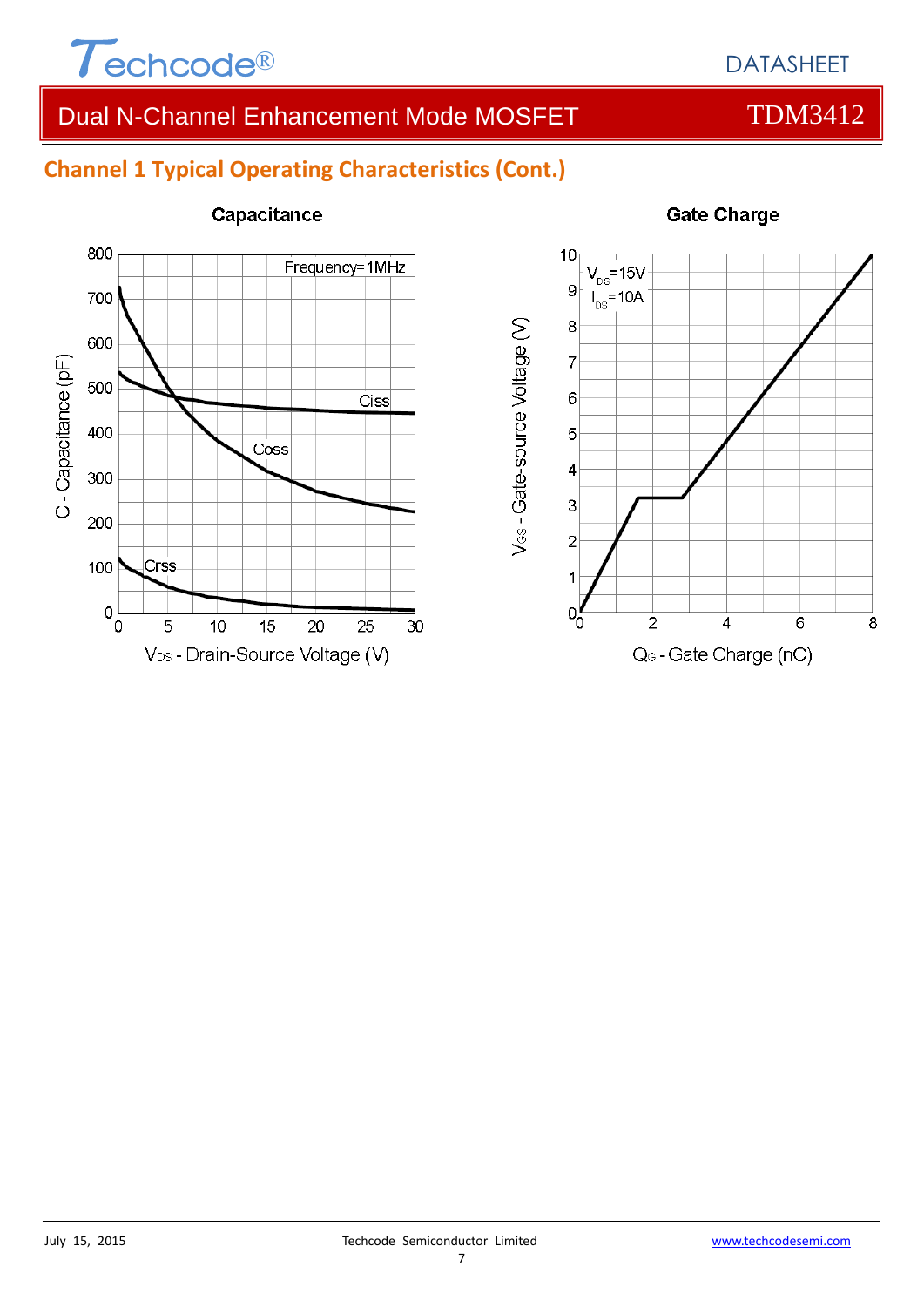## Channel 1 Typical Operating Characteristics (Cont.)

**Capacitance**

Frequency=1MHz

Ciss

Coss

Crss

C - Capacitance (pF)

$V_{DS}$ - Drain-Source Voltage (V)

**Gate Charge**

$V_{DS}$=15V

$I_{DS}$=10A

$V_{GS}$ - Gate-source Voltage (V)

$Q_G$ - Gate Charge (nC)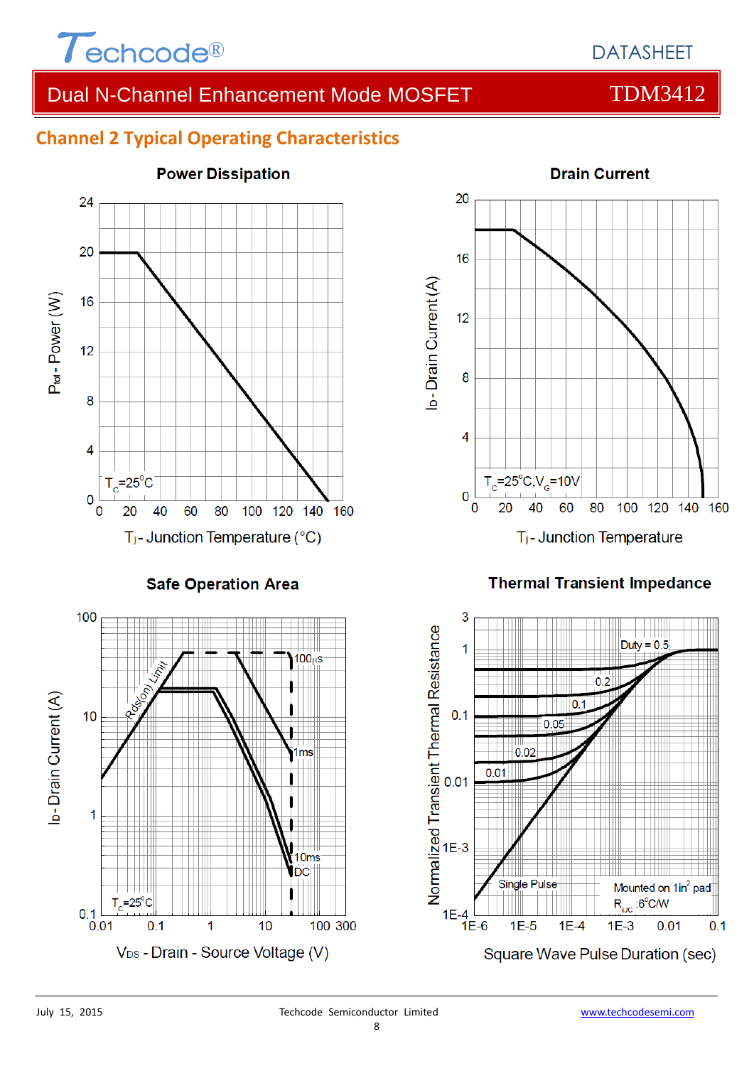## Channel 2 Typical Operating Characteristics

### Power Dissipation

$P_{tot}$ - Power (W)

$T_j$ - Junction Temperature (°C)

$T_C$=25°C

### Drain Current

$I_D$ - Drain Current (A)

$T_j$ - Junction Temperature

$T_C$=25°C, $V_G$=10V

### Safe Operation Area

$I_D$ - Drain Current (A)

$V_{DS}$ - Drain - Source Voltage (V)

Rds(on) Limit

100μs

1ms

10ms

DC

$T_C$=25°C

### Thermal Transient Impedance

Normalized Transient Thermal Resistance

Square Wave Pulse Duration (sec)

Duty = 0.5

0.2

0.1

0.05

0.02

0.01

Single Pulse

Mounted on 1in² pad

$R_{θJC}$ :6°C/W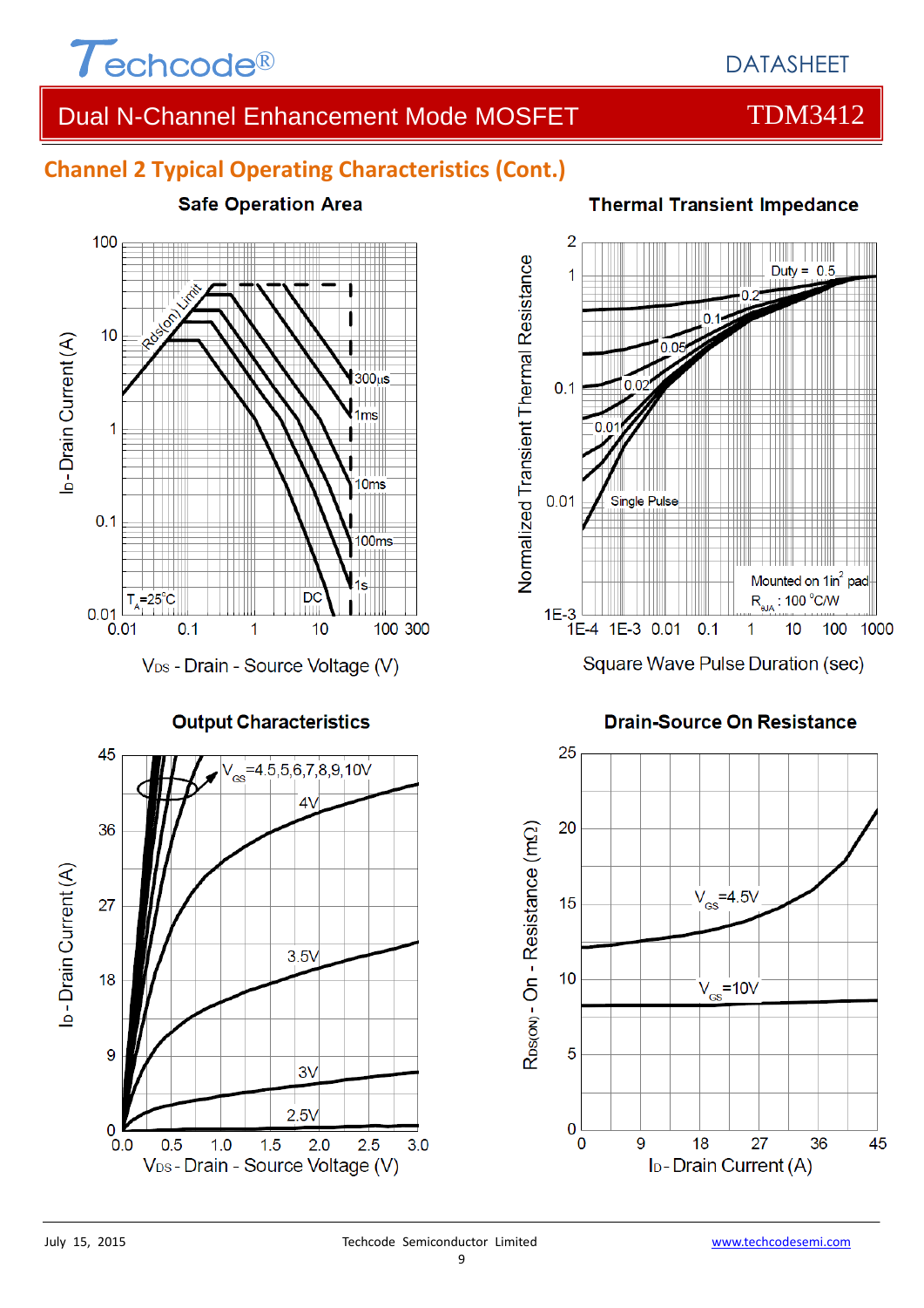## Channel 2 Typical Operating Characteristics (Cont.)

**Safe Operation Area**

$I_D$ - Drain Current (A) vs. $V_{DS}$ - Drain - Source Voltage (V)

Labels: Rds(on) Limit, 300µs, 1ms, 10ms, 100ms, 1s, DC, $T_A$=25°C

**Thermal Transient Impedance**

Normalized Transient Thermal Resistance vs. Square Wave Pulse Duration (sec)

Labels: Duty = 0.5, 0.2, 0.1, 0.05, 0.02, 0.01, Single Pulse, Mounted on 1in² pad, $R_{\theta JA}$ : 100 °C/W

**Output Characteristics**

$I_D$ - Drain Current (A) vs. $V_{DS}$ - Drain - Source Voltage (V)

Labels: $V_{GS}$=4.5,5,6,7,8,9,10V, 4V, 3.5V, 3V, 2.5V

**Drain-Source On Resistance**

$R_{DS(ON)}$ - On - Resistance (mΩ) vs. $I_D$ - Drain Current (A)

Labels: $V_{GS}$=4.5V, $V_{GS}$=10V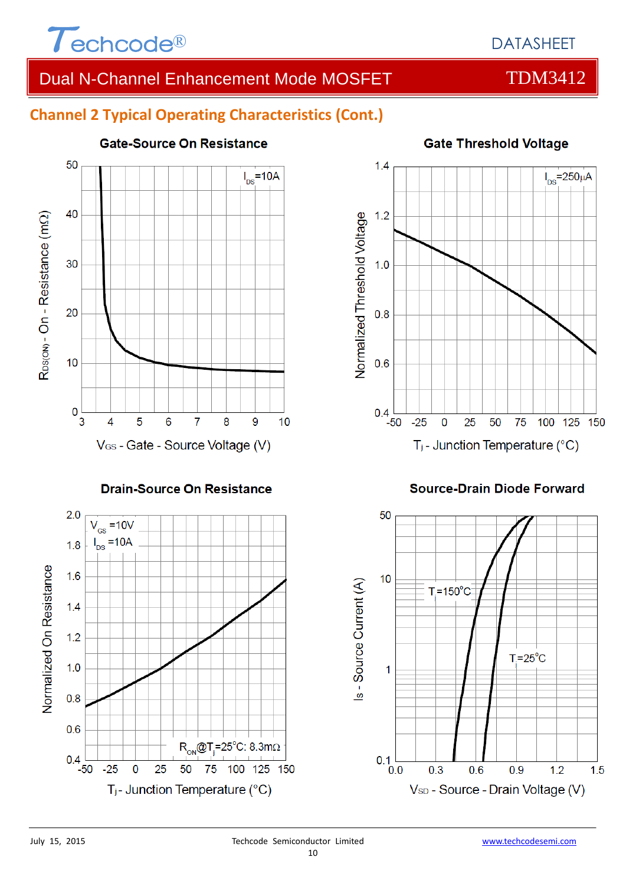## Channel 2 Typical Operating Characteristics (Cont.)

**Gate-Source On Resistance**

$I_{DS}$=10A

$R_{DS(ON)}$ - On - Resistance (mΩ)

$V_{GS}$ - Gate - Source Voltage (V)

**Gate Threshold Voltage**

$I_{DS}$=250μA

Normalized Threshold Voltage

$T_j$ - Junction Temperature (°C)

**Drain-Source On Resistance**

$V_{GS}$ =10V

$I_{DS}$ =10A

$R_{ON}$@$T_j$=25°C: 8.3mΩ

Normalized On Resistance

$T_j$ - Junction Temperature (°C)

**Source-Drain Diode Forward**

$T_j$=150°C

$T_j$=25°C

Is - Source Current (A)

$V_{SD}$ - Source - Drain Voltage (V)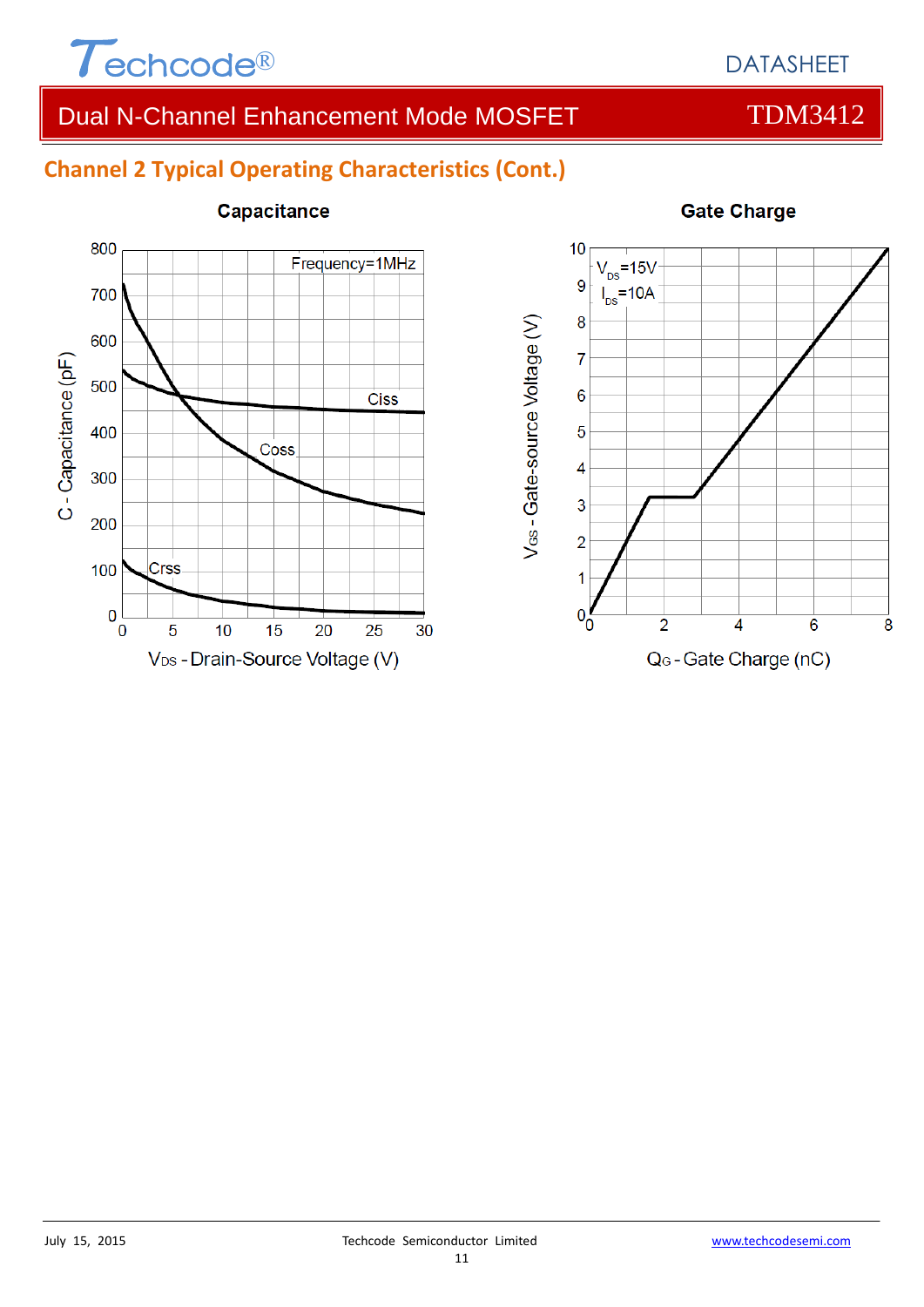## Channel 2 Typical Operating Characteristics (Cont.)

**Capacitance**

Frequency=1MHz

Ciss

Coss

Crss

C - Capacitance (pF)

$V_{DS}$ - Drain-Source Voltage (V)

**Gate Charge**

$V_{DS}$=15V

$I_{DS}$=10A

$V_{GS}$ - Gate-source Voltage (V)

$Q_G$ - Gate Charge (nC)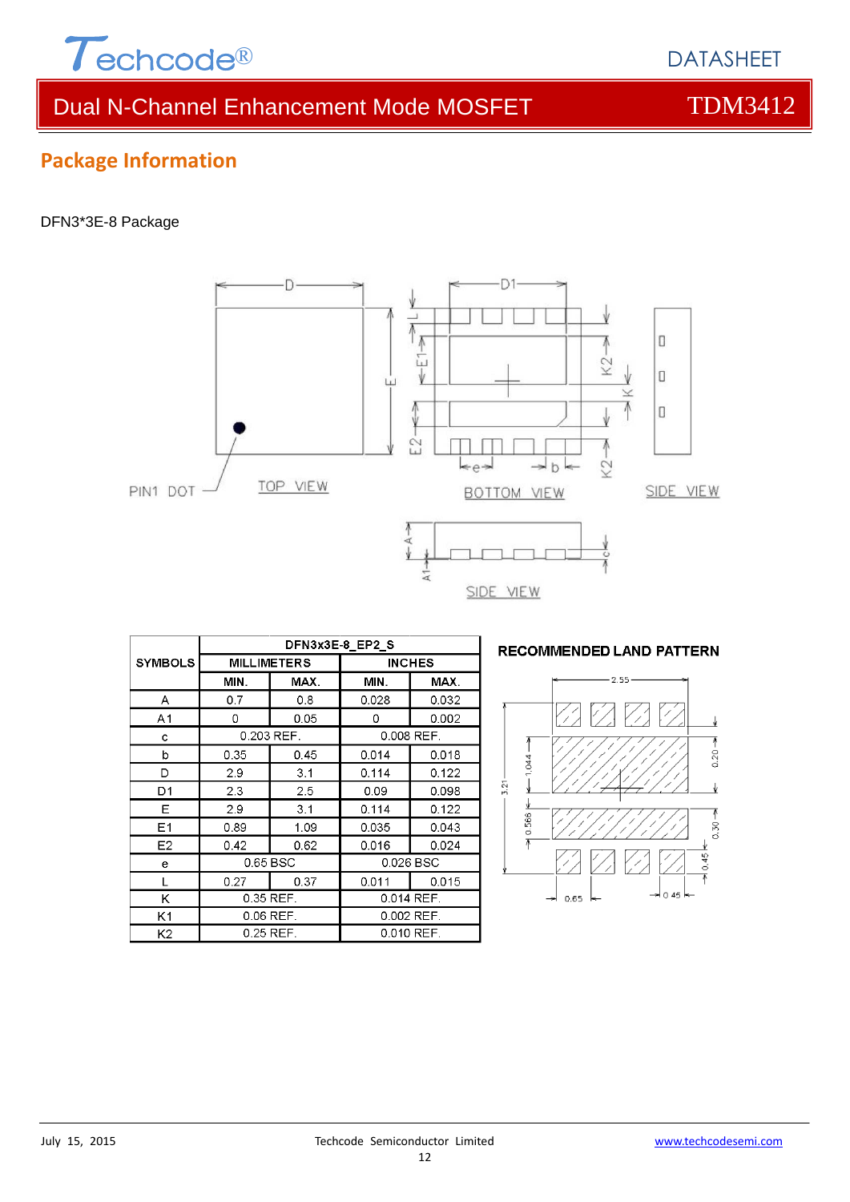# Dual N-Channel Enhancement Mode MOSFET TDM3412

## Package Information

DFN3*3E-8 Package

| SYMBOLS | DFN3x3E-8_EP2_S | | | |
|---|---|---|---|---|
| | MILLIMETERS | | INCHES | |
| | MIN. | MAX. | MIN. | MAX. |
| A | 0.7 | 0.8 | 0.028 | 0.032 |
| A1 | 0 | 0.05 | 0 | 0.002 |
| c | 0.203 REF. | | 0.008 REF. | |
| b | 0.35 | 0.45 | 0.014 | 0.018 |
| D | 2.9 | 3.1 | 0.114 | 0.122 |
| D1 | 2.3 | 2.5 | 0.09 | 0.098 |
| E | 2.9 | 3.1 | 0.114 | 0.122 |
| E1 | 0.89 | 1.09 | 0.035 | 0.043 |
| E2 | 0.42 | 0.62 | 0.016 | 0.024 |
| e | 0.65 BSC | | 0.026 BSC | |
| L | 0.27 | 0.37 | 0.011 | 0.015 |
| K | 0.35 REF. | | 0.014 REF. | |
| K1 | 0.06 REF. | | 0.002 REF. | |
| K2 | 0.25 REF. | | 0.010 REF. | |

**RECOMMENDED LAND PATTERN**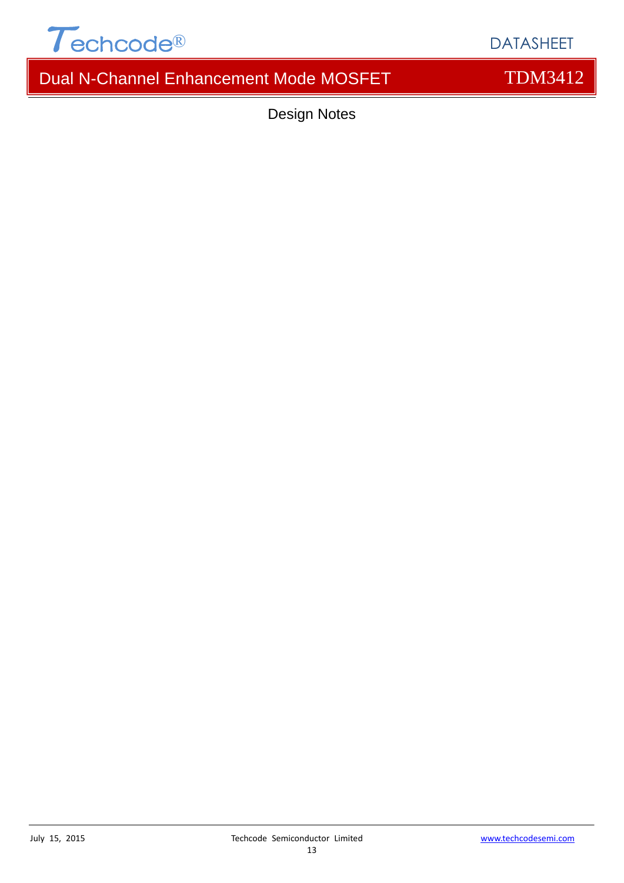Design Notes